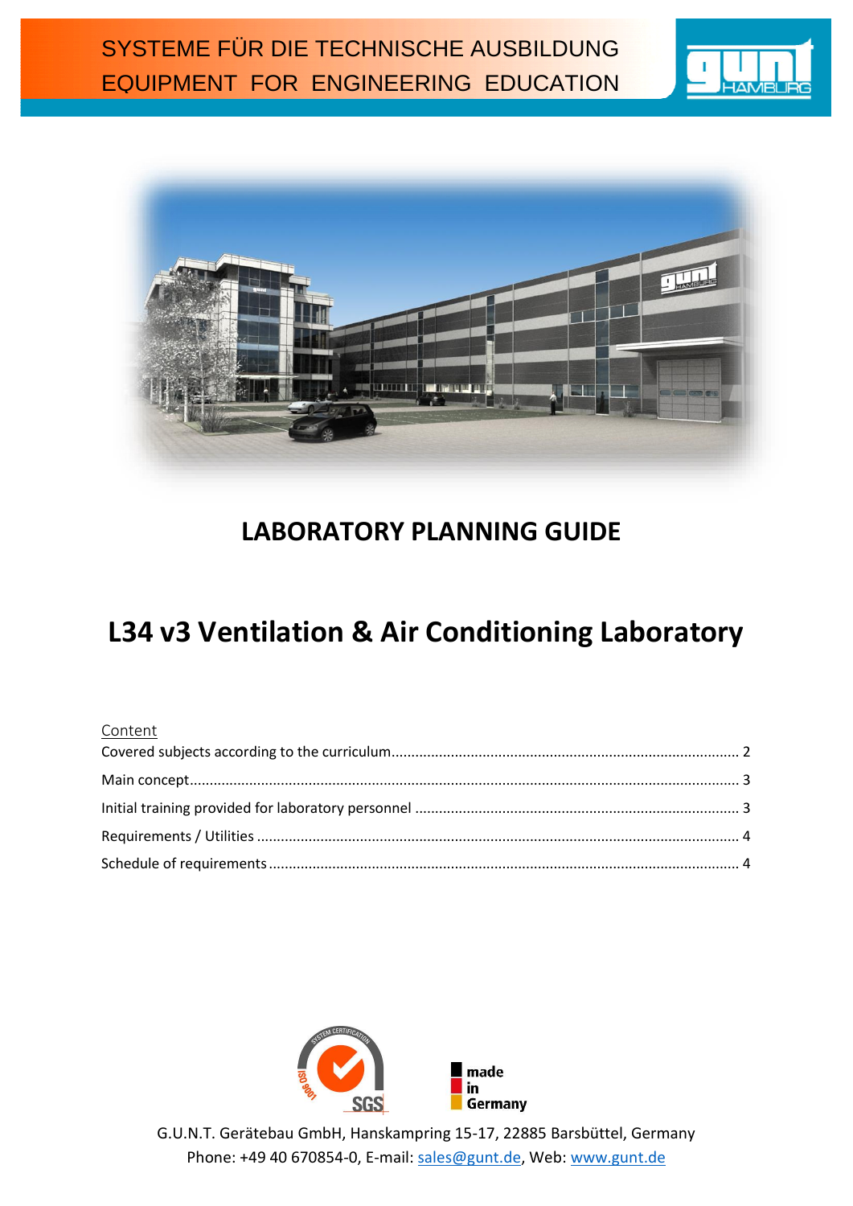SYSTEME FÜR DIE TECHNISCHE AUSBILDUNG
EQUIPMENT FOR ENGINEERING EDUCATION

# LABORATORY PLANNING GUIDE

# L34 v3 Ventilation & Air Conditioning Laboratory

Content

Covered subjects according to the curriculum ........ 2

Main concept ........ 3

Initial training provided for laboratory personnel ........ 3

Requirements / Utilities ........ 4

Schedule of requirements ........ 4

G.U.N.T. Gerätebau GmbH, Hanskampring 15-17, 22885 Barsbüttel, Germany
Phone: +49 40 670854-0, E-mail: sales@gunt.de, Web: www.gunt.de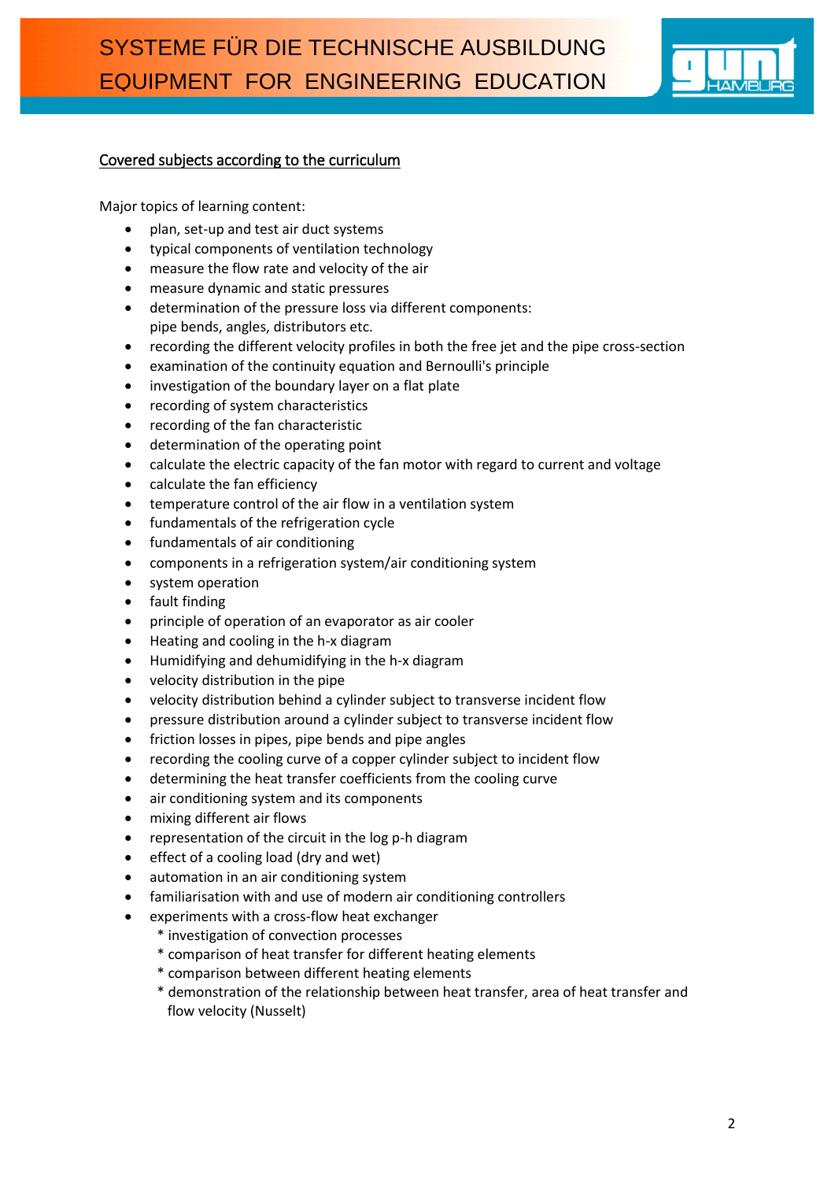## Covered subjects according to the curriculum

Major topics of learning content:

- plan, set-up and test air duct systems
- typical components of ventilation technology
- measure the flow rate and velocity of the air
- measure dynamic and static pressures
- determination of the pressure loss via different components: pipe bends, angles, distributors etc.
- recording the different velocity profiles in both the free jet and the pipe cross-section
- examination of the continuity equation and Bernoulli's principle
- investigation of the boundary layer on a flat plate
- recording of system characteristics
- recording of the fan characteristic
- determination of the operating point
- calculate the electric capacity of the fan motor with regard to current and voltage
- calculate the fan efficiency
- temperature control of the air flow in a ventilation system
- fundamentals of the refrigeration cycle
- fundamentals of air conditioning
- components in a refrigeration system/air conditioning system
- system operation
- fault finding
- principle of operation of an evaporator as air cooler
- Heating and cooling in the h-x diagram
- Humidifying and dehumidifying in the h-x diagram
- velocity distribution in the pipe
- velocity distribution behind a cylinder subject to transverse incident flow
- pressure distribution around a cylinder subject to transverse incident flow
- friction losses in pipes, pipe bends and pipe angles
- recording the cooling curve of a copper cylinder subject to incident flow
- determining the heat transfer coefficients from the cooling curve
- air conditioning system and its components
- mixing different air flows
- representation of the circuit in the log p-h diagram
- effect of a cooling load (dry and wet)
- automation in an air conditioning system
- familiarisation with and use of modern air conditioning controllers
- experiments with a cross-flow heat exchanger
  * investigation of convection processes
  * comparison of heat transfer for different heating elements
  * comparison between different heating elements
  * demonstration of the relationship between heat transfer, area of heat transfer and flow velocity (Nusselt)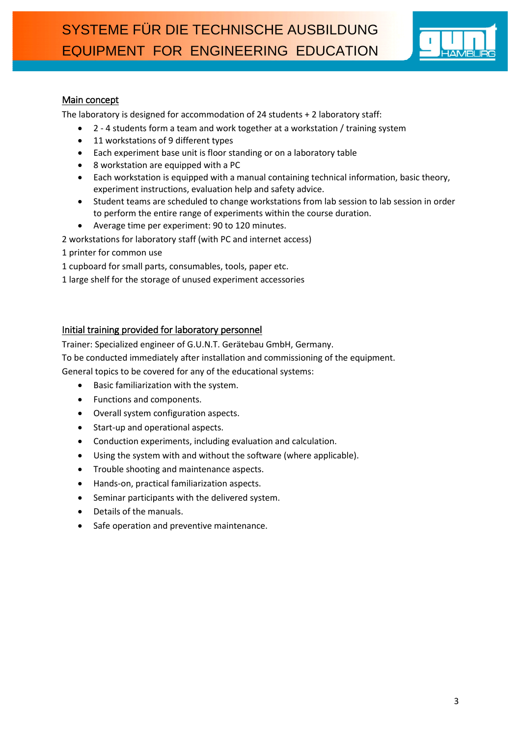## Main concept

The laboratory is designed for accommodation of 24 students + 2 laboratory staff:

- 2 - 4 students form a team and work together at a workstation / training system
- 11 workstations of 9 different types
- Each experiment base unit is floor standing or on a laboratory table
- 8 workstation are equipped with a PC
- Each workstation is equipped with a manual containing technical information, basic theory, experiment instructions, evaluation help and safety advice.
- Student teams are scheduled to change workstations from lab session to lab session in order to perform the entire range of experiments within the course duration.
- Average time per experiment: 90 to 120 minutes.

2 workstations for laboratory staff (with PC and internet access)

1 printer for common use

1 cupboard for small parts, consumables, tools, paper etc.

1 large shelf for the storage of unused experiment accessories

## Initial training provided for laboratory personnel

Trainer: Specialized engineer of G.U.N.T. Gerätebau GmbH, Germany.

To be conducted immediately after installation and commissioning of the equipment.

General topics to be covered for any of the educational systems:

- Basic familiarization with the system.
- Functions and components.
- Overall system configuration aspects.
- Start-up and operational aspects.
- Conduction experiments, including evaluation and calculation.
- Using the system with and without the software (where applicable).
- Trouble shooting and maintenance aspects.
- Hands-on, practical familiarization aspects.
- Seminar participants with the delivered system.
- Details of the manuals.
- Safe operation and preventive maintenance.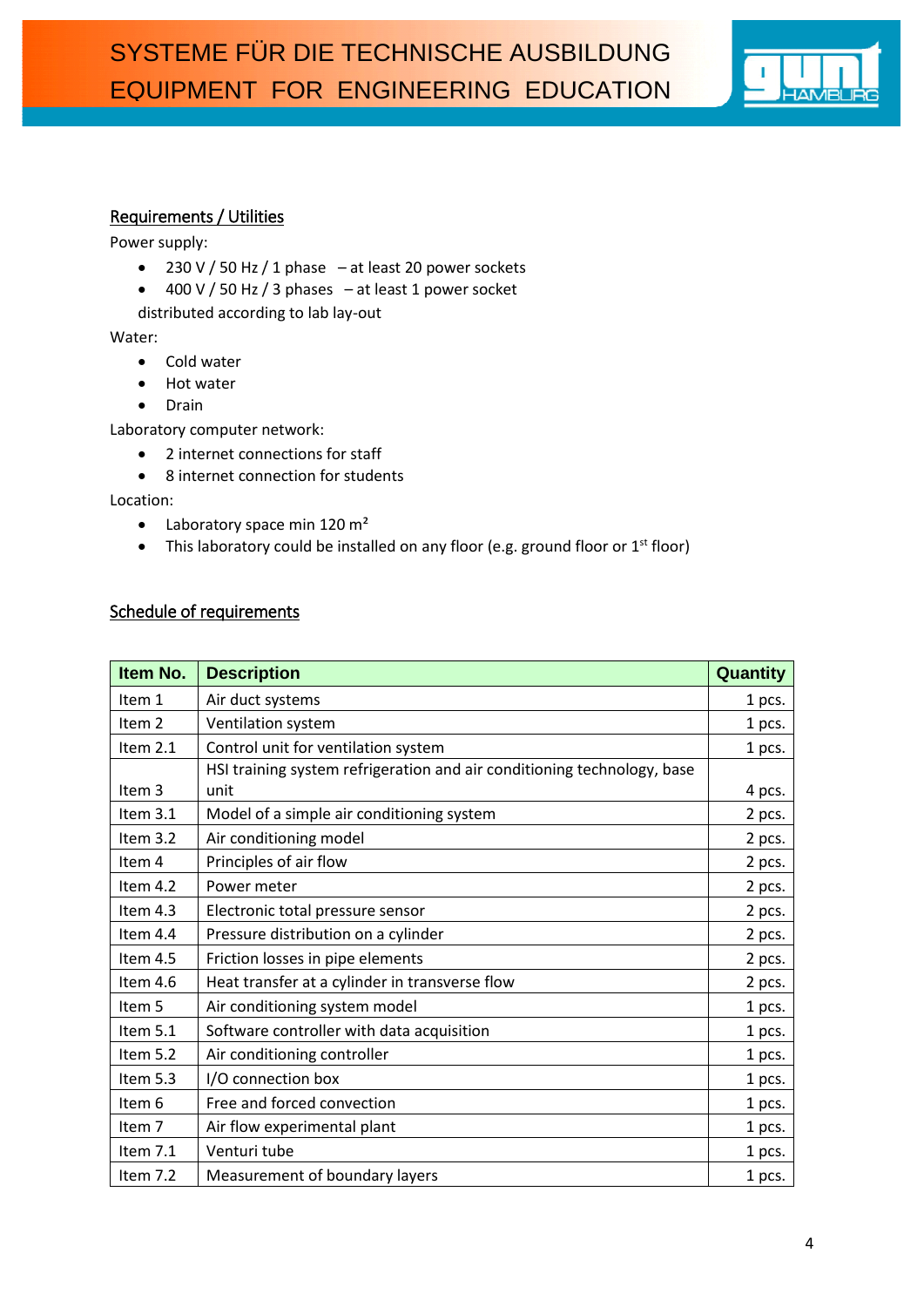## Requirements / Utilities

Power supply:

- 230 V / 50 Hz / 1 phase – at least 20 power sockets
- 400 V / 50 Hz / 3 phases – at least 1 power socket

distributed according to lab lay-out

Water:

- Cold water
- Hot water
- Drain

Laboratory computer network:

- 2 internet connections for staff
- 8 internet connection for students

Location:

- Laboratory space min 120 m²
- This laboratory could be installed on any floor (e.g. ground floor or 1st floor)

## Schedule of requirements

| Item No. | Description | Quantity |
|---|---|---|
| Item 1 | Air duct systems | 1 pcs. |
| Item 2 | Ventilation system | 1 pcs. |
| Item 2.1 | Control unit for ventilation system | 1 pcs. |
| Item 3 | HSI training system refrigeration and air conditioning technology, base unit | 4 pcs. |
| Item 3.1 | Model of a simple air conditioning system | 2 pcs. |
| Item 3.2 | Air conditioning model | 2 pcs. |
| Item 4 | Principles of air flow | 2 pcs. |
| Item 4.2 | Power meter | 2 pcs. |
| Item 4.3 | Electronic total pressure sensor | 2 pcs. |
| Item 4.4 | Pressure distribution on a cylinder | 2 pcs. |
| Item 4.5 | Friction losses in pipe elements | 2 pcs. |
| Item 4.6 | Heat transfer at a cylinder in transverse flow | 2 pcs. |
| Item 5 | Air conditioning system model | 1 pcs. |
| Item 5.1 | Software controller with data acquisition | 1 pcs. |
| Item 5.2 | Air conditioning controller | 1 pcs. |
| Item 5.3 | I/O connection box | 1 pcs. |
| Item 6 | Free and forced convection | 1 pcs. |
| Item 7 | Air flow experimental plant | 1 pcs. |
| Item 7.1 | Venturi tube | 1 pcs. |
| Item 7.2 | Measurement of boundary layers | 1 pcs. |